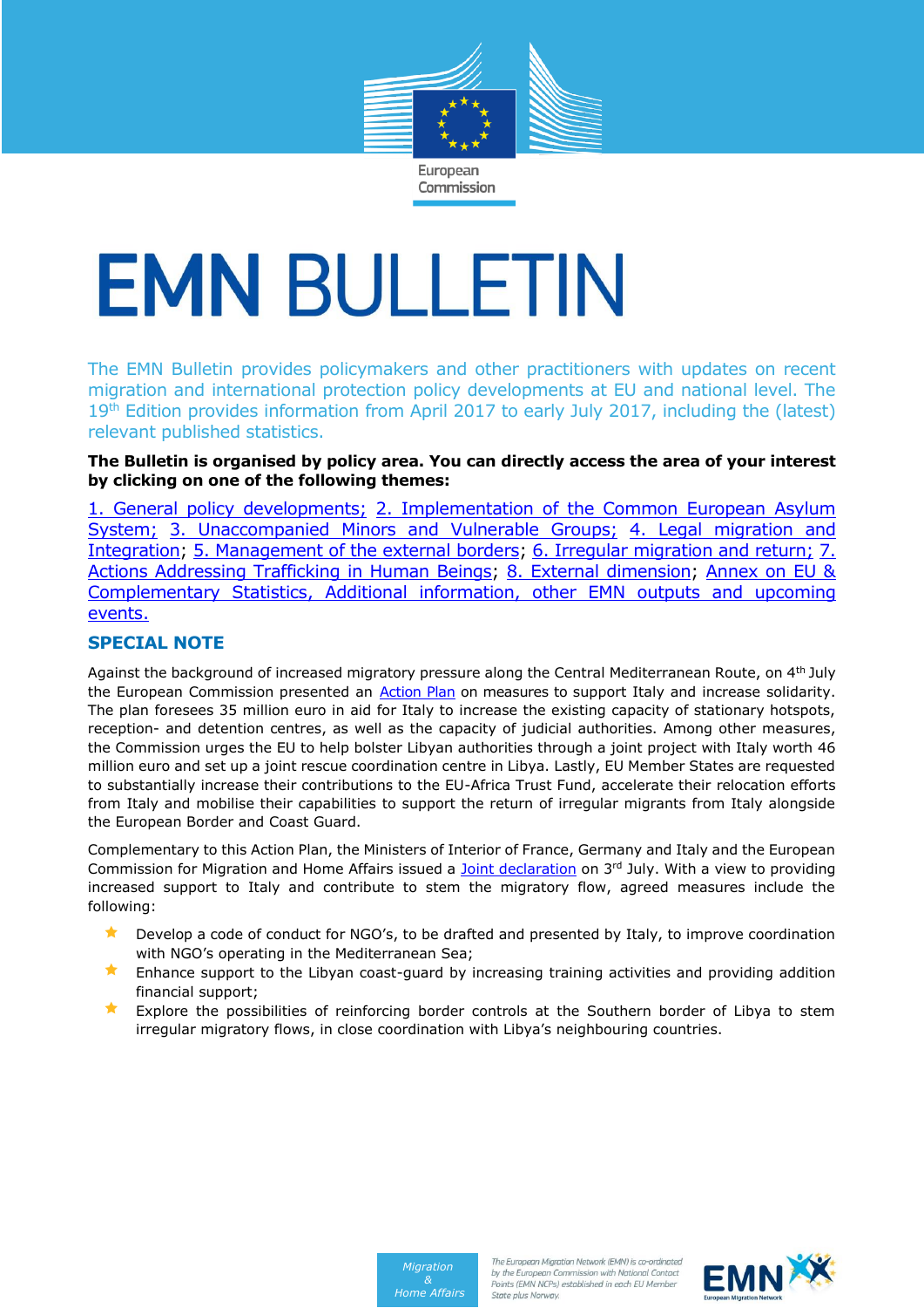European Commission

# EMN BULLETIN

The EMN Bulletin provides policymakers and other practitioners with updates on recent migration and international protection policy developments at EU and national level. The 19th Edition provides information from April 2017 to early July 2017, including the (latest) relevant published statistics.

**The Bulletin is organised by policy area. You can directly access the area of your interest by clicking on one of the following themes:**

1. General policy developments; 2. Implementation of the Common European Asylum System; 3. Unaccompanied Minors and Vulnerable Groups; 4. Legal migration and Integration; 5. Management of the external borders; 6. Irregular migration and return; 7. Actions Addressing Trafficking in Human Beings; 8. External dimension; Annex on EU & Complementary Statistics, Additional information, other EMN outputs and upcoming events.

## SPECIAL NOTE

Against the background of increased migratory pressure along the Central Mediterranean Route, on 4th July the European Commission presented an Action Plan on measures to support Italy and increase solidarity. The plan foresees 35 million euro in aid for Italy to increase the existing capacity of stationary hotspots, reception- and detention centres, as well as the capacity of judicial authorities. Among other measures, the Commission urges the EU to help bolster Libyan authorities through a joint project with Italy worth 46 million euro and set up a joint rescue coordination centre in Libya. Lastly, EU Member States are requested to substantially increase their contributions to the EU-Africa Trust Fund, accelerate their relocation efforts from Italy and mobilise their capabilities to support the return of irregular migrants from Italy alongside the European Border and Coast Guard.

Complementary to this Action Plan, the Ministers of Interior of France, Germany and Italy and the European Commission for Migration and Home Affairs issued a Joint declaration on 3rd July. With a view to providing increased support to Italy and contribute to stem the migratory flow, agreed measures include the following:

- Develop a code of conduct for NGO's, to be drafted and presented by Italy, to improve coordination with NGO's operating in the Mediterranean Sea;
- Enhance support to the Libyan coast-guard by increasing training activities and providing addition financial support;
- Explore the possibilities of reinforcing border controls at the Southern border of Libya to stem irregular migratory flows, in close coordination with Libya's neighbouring countries.

Migration & Home Affairs

The European Migration Network (EMN) is co-ordinated by the European Commission with National Contact Points (EMN NCPs) established in each EU Member State plus Norway.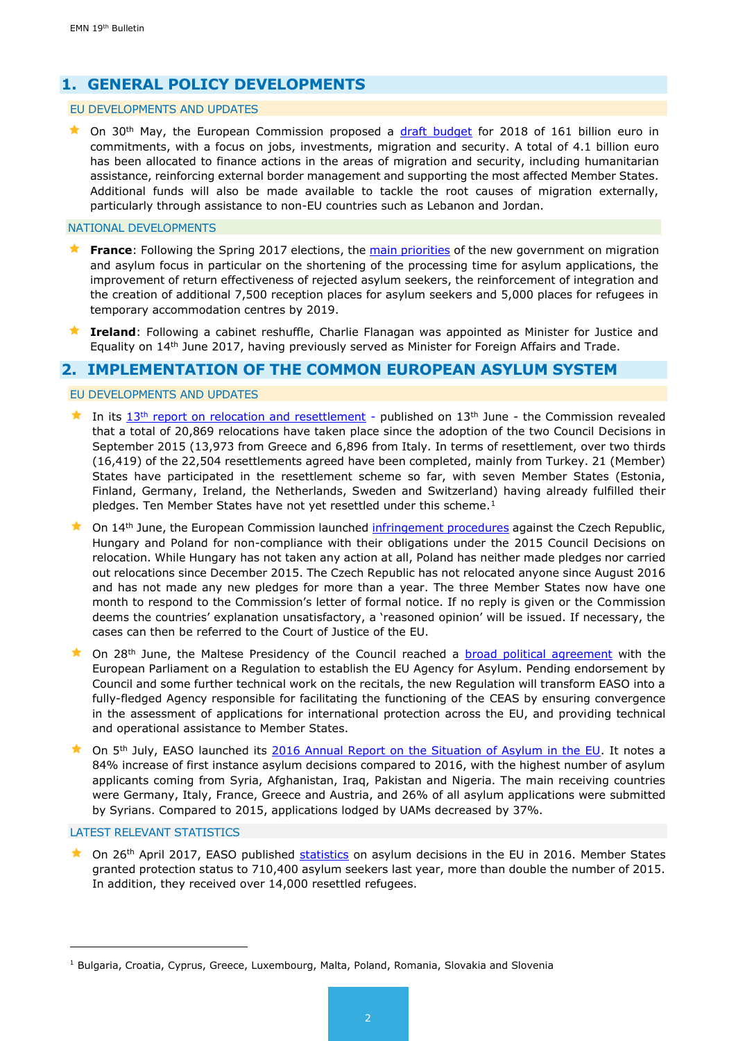## 1. GENERAL POLICY DEVELOPMENTS

### EU DEVELOPMENTS AND UPDATES

- On 30th May, the European Commission proposed a draft budget for 2018 of 161 billion euro in commitments, with a focus on jobs, investments, migration and security. A total of 4.1 billion euro has been allocated to finance actions in the areas of migration and security, including humanitarian assistance, reinforcing external border management and supporting the most affected Member States. Additional funds will also be made available to tackle the root causes of migration externally, particularly through assistance to non-EU countries such as Lebanon and Jordan.

### NATIONAL DEVELOPMENTS

- **France**: Following the Spring 2017 elections, the main priorities of the new government on migration and asylum focus in particular on the shortening of the processing time for asylum applications, the improvement of return effectiveness of rejected asylum seekers, the reinforcement of integration and the creation of additional 7,500 reception places for asylum seekers and 5,000 places for refugees in temporary accommodation centres by 2019.
- **Ireland**: Following a cabinet reshuffle, Charlie Flanagan was appointed as Minister for Justice and Equality on 14th June 2017, having previously served as Minister for Foreign Affairs and Trade.

## 2. IMPLEMENTATION OF THE COMMON EUROPEAN ASYLUM SYSTEM

### EU DEVELOPMENTS AND UPDATES

- In its 13th report on relocation and resettlement - published on 13th June - the Commission revealed that a total of 20,869 relocations have taken place since the adoption of the two Council Decisions in September 2015 (13,973 from Greece and 6,896 from Italy. In terms of resettlement, over two thirds (16,419) of the 22,504 resettlements agreed have been completed, mainly from Turkey. 21 (Member) States have participated in the resettlement scheme so far, with seven Member States (Estonia, Finland, Germany, Ireland, the Netherlands, Sweden and Switzerland) having already fulfilled their pledges. Ten Member States have not yet resettled under this scheme.[1]
- On 14th June, the European Commission launched infringement procedures against the Czech Republic, Hungary and Poland for non-compliance with their obligations under the 2015 Council Decisions on relocation. While Hungary has not taken any action at all, Poland has neither made pledges nor carried out relocations since December 2015. The Czech Republic has not relocated anyone since August 2016 and has not made any new pledges for more than a year. The three Member States now have one month to respond to the Commission's letter of formal notice. If no reply is given or the Commission deems the countries' explanation unsatisfactory, a 'reasoned opinion' will be issued. If necessary, the cases can then be referred to the Court of Justice of the EU.
- On 28th June, the Maltese Presidency of the Council reached a broad political agreement with the European Parliament on a Regulation to establish the EU Agency for Asylum. Pending endorsement by Council and some further technical work on the recitals, the new Regulation will transform EASO into a fully-fledged Agency responsible for facilitating the functioning of the CEAS by ensuring convergence in the assessment of applications for international protection across the EU, and providing technical and operational assistance to Member States.
- On 5th July, EASO launched its 2016 Annual Report on the Situation of Asylum in the EU. It notes a 84% increase of first instance asylum decisions compared to 2016, with the highest number of asylum applicants coming from Syria, Afghanistan, Iraq, Pakistan and Nigeria. The main receiving countries were Germany, Italy, France, Greece and Austria, and 26% of all asylum applications were submitted by Syrians. Compared to 2015, applications lodged by UAMs decreased by 37%.

### LATEST RELEVANT STATISTICS

- On 26th April 2017, EASO published statistics on asylum decisions in the EU in 2016. Member States granted protection status to 710,400 asylum seekers last year, more than double the number of 2015. In addition, they received over 14,000 resettled refugees.

---

[1] Bulgaria, Croatia, Cyprus, Greece, Luxembourg, Malta, Poland, Romania, Slovakia and Slovenia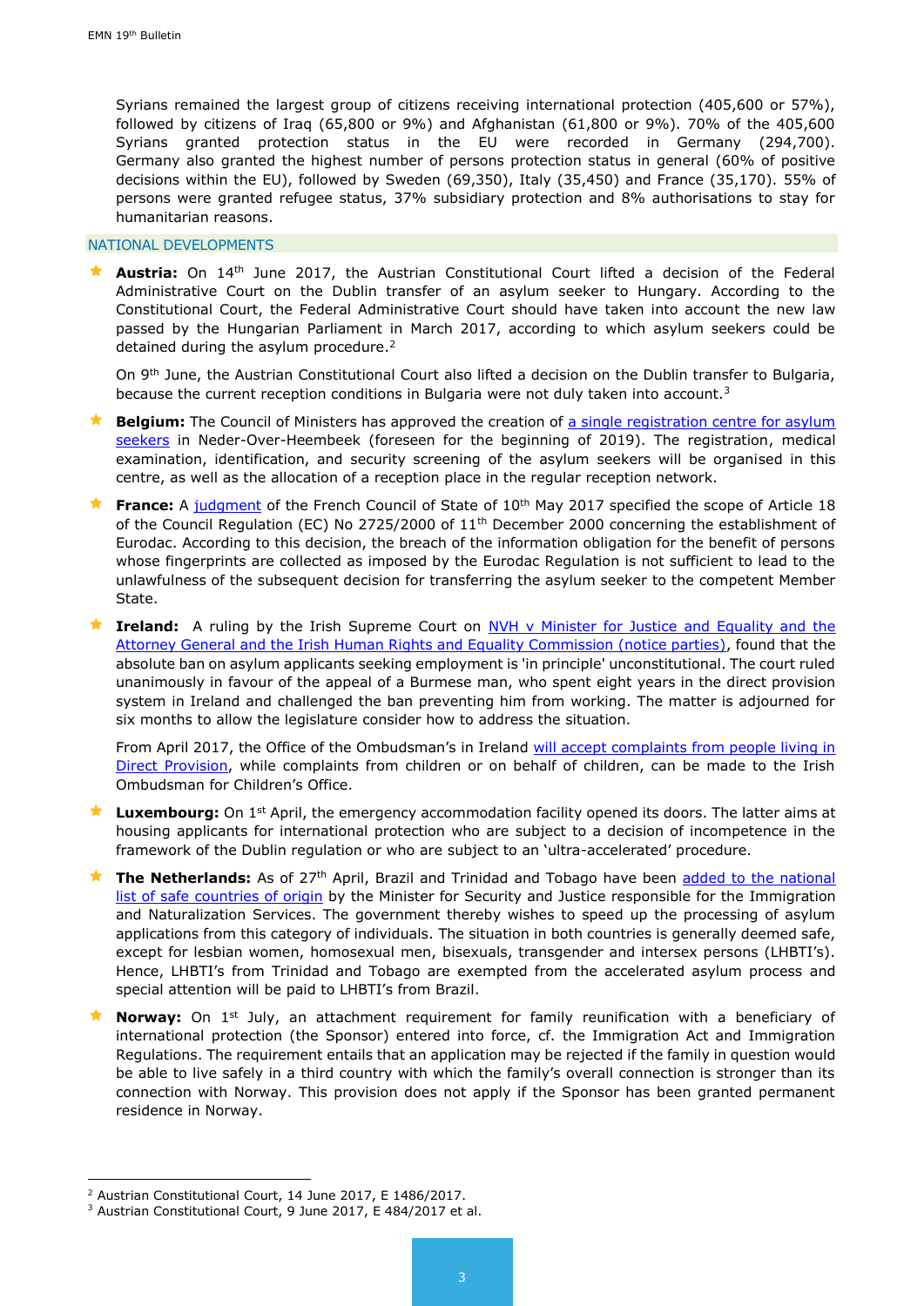Syrians remained the largest group of citizens receiving international protection (405,600 or 57%), followed by citizens of Iraq (65,800 or 9%) and Afghanistan (61,800 or 9%). 70% of the 405,600 Syrians granted protection status in the EU were recorded in Germany (294,700). Germany also granted the highest number of persons protection status in general (60% of positive decisions within the EU), followed by Sweden (69,350), Italy (35,450) and France (35,170). 55% of persons were granted refugee status, 37% subsidiary protection and 8% authorisations to stay for humanitarian reasons.

## NATIONAL DEVELOPMENTS

- **Austria:** On 14th June 2017, the Austrian Constitutional Court lifted a decision of the Federal Administrative Court on the Dublin transfer of an asylum seeker to Hungary. According to the Constitutional Court, the Federal Administrative Court should have taken into account the new law passed by the Hungarian Parliament in March 2017, according to which asylum seekers could be detained during the asylum procedure.[2]

  On 9th June, the Austrian Constitutional Court also lifted a decision on the Dublin transfer to Bulgaria, because the current reception conditions in Bulgaria were not duly taken into account.[3]

- **Belgium:** The Council of Ministers has approved the creation of a single registration centre for asylum seekers in Neder-Over-Heembeek (foreseen for the beginning of 2019). The registration, medical examination, identification, and security screening of the asylum seekers will be organised in this centre, as well as the allocation of a reception place in the regular reception network.

- **France:** A judgment of the French Council of State of 10th May 2017 specified the scope of Article 18 of the Council Regulation (EC) No 2725/2000 of 11th December 2000 concerning the establishment of Eurodac. According to this decision, the breach of the information obligation for the benefit of persons whose fingerprints are collected as imposed by the Eurodac Regulation is not sufficient to lead to the unlawfulness of the subsequent decision for transferring the asylum seeker to the competent Member State.

- **Ireland:** A ruling by the Irish Supreme Court on NVH v Minister for Justice and Equality and the Attorney General and the Irish Human Rights and Equality Commission (notice parties), found that the absolute ban on asylum applicants seeking employment is 'in principle' unconstitutional. The court ruled unanimously in favour of the appeal of a Burmese man, who spent eight years in the direct provision system in Ireland and challenged the ban preventing him from working. The matter is adjourned for six months to allow the legislature consider how to address the situation.

  From April 2017, the Office of the Ombudsman's in Ireland will accept complaints from people living in Direct Provision, while complaints from children or on behalf of children, can be made to the Irish Ombudsman for Children's Office.

- **Luxembourg:** On 1st April, the emergency accommodation facility opened its doors. The latter aims at housing applicants for international protection who are subject to a decision of incompetence in the framework of the Dublin regulation or who are subject to an 'ultra-accelerated' procedure.

- **The Netherlands:** As of 27th April, Brazil and Trinidad and Tobago have been added to the national list of safe countries of origin by the Minister for Security and Justice responsible for the Immigration and Naturalization Services. The government thereby wishes to speed up the processing of asylum applications from this category of individuals. The situation in both countries is generally deemed safe, except for lesbian women, homosexual men, bisexuals, transgender and intersex persons (LHBTI's). Hence, LHBTI's from Trinidad and Tobago are exempted from the accelerated asylum process and special attention will be paid to LHBTI's from Brazil.

- **Norway:** On 1st July, an attachment requirement for family reunification with a beneficiary of international protection (the Sponsor) entered into force, cf. the Immigration Act and Immigration Regulations. The requirement entails that an application may be rejected if the family in question would be able to live safely in a third country with which the family's overall connection is stronger than its connection with Norway. This provision does not apply if the Sponsor has been granted permanent residence in Norway.

---

[2] Austrian Constitutional Court, 14 June 2017, E 1486/2017.

[3] Austrian Constitutional Court, 9 June 2017, E 484/2017 et al.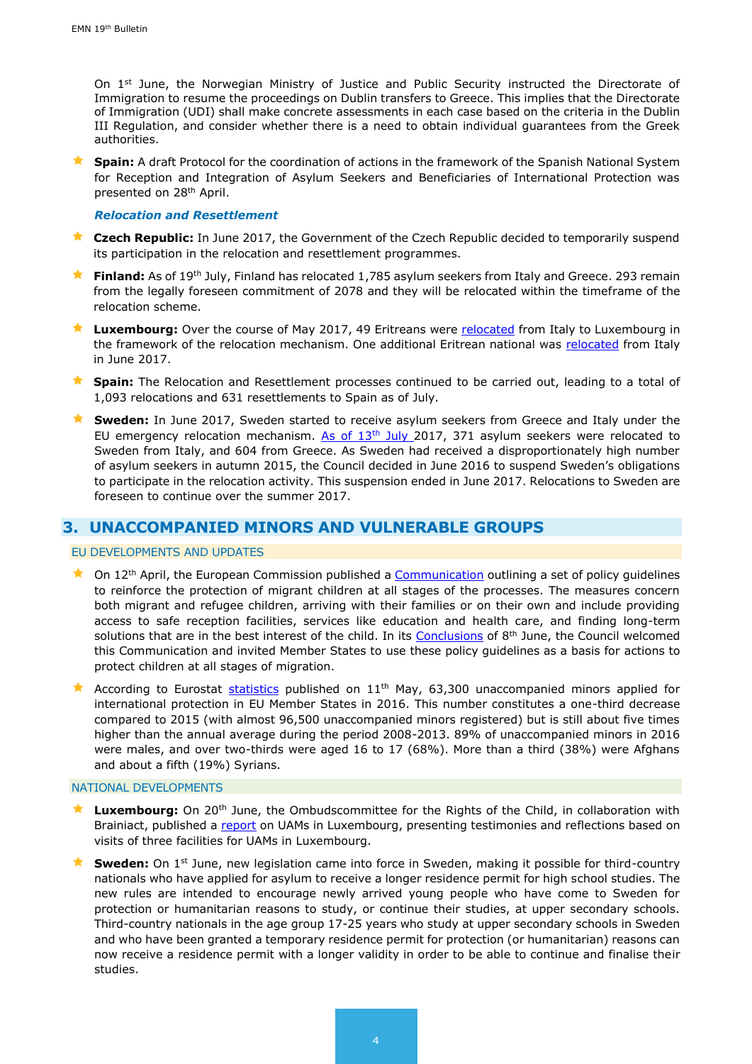On 1st June, the Norwegian Ministry of Justice and Public Security instructed the Directorate of Immigration to resume the proceedings on Dublin transfers to Greece. This implies that the Directorate of Immigration (UDI) shall make concrete assessments in each case based on the criteria in the Dublin III Regulation, and consider whether there is a need to obtain individual guarantees from the Greek authorities.

- **Spain:** A draft Protocol for the coordination of actions in the framework of the Spanish National System for Reception and Integration of Asylum Seekers and Beneficiaries of International Protection was presented on 28th April.

***Relocation and Resettlement***

- **Czech Republic:** In June 2017, the Government of the Czech Republic decided to temporarily suspend its participation in the relocation and resettlement programmes.
- **Finland:** As of 19th July, Finland has relocated 1,785 asylum seekers from Italy and Greece. 293 remain from the legally foreseen commitment of 2078 and they will be relocated within the timeframe of the relocation scheme.
- **Luxembourg:** Over the course of May 2017, 49 Eritreans were relocated from Italy to Luxembourg in the framework of the relocation mechanism. One additional Eritrean national was relocated from Italy in June 2017.
- **Spain:** The Relocation and Resettlement processes continued to be carried out, leading to a total of 1,093 relocations and 631 resettlements to Spain as of July.
- **Sweden:** In June 2017, Sweden started to receive asylum seekers from Greece and Italy under the EU emergency relocation mechanism. As of 13th July 2017, 371 asylum seekers were relocated to Sweden from Italy, and 604 from Greece. As Sweden had received a disproportionately high number of asylum seekers in autumn 2015, the Council decided in June 2016 to suspend Sweden's obligations to participate in the relocation activity. This suspension ended in June 2017. Relocations to Sweden are foreseen to continue over the summer 2017.

## 3. UNACCOMPANIED MINORS AND VULNERABLE GROUPS

### EU DEVELOPMENTS AND UPDATES

- On 12th April, the European Commission published a Communication outlining a set of policy guidelines to reinforce the protection of migrant children at all stages of the processes. The measures concern both migrant and refugee children, arriving with their families or on their own and include providing access to safe reception facilities, services like education and health care, and finding long-term solutions that are in the best interest of the child. In its Conclusions of 8th June, the Council welcomed this Communication and invited Member States to use these policy guidelines as a basis for actions to protect children at all stages of migration.
- According to Eurostat statistics published on 11th May, 63,300 unaccompanied minors applied for international protection in EU Member States in 2016. This number constitutes a one-third decrease compared to 2015 (with almost 96,500 unaccompanied minors registered) but is still about five times higher than the annual average during the period 2008-2013. 89% of unaccompanied minors in 2016 were males, and over two-thirds were aged 16 to 17 (68%). More than a third (38%) were Afghans and about a fifth (19%) Syrians.

### NATIONAL DEVELOPMENTS

- **Luxembourg:** On 20th June, the Ombudscommittee for the Rights of the Child, in collaboration with Brainiact, published a report on UAMs in Luxembourg, presenting testimonies and reflections based on visits of three facilities for UAMs in Luxembourg.
- **Sweden:** On 1st June, new legislation came into force in Sweden, making it possible for third-country nationals who have applied for asylum to receive a longer residence permit for high school studies. The new rules are intended to encourage newly arrived young people who have come to Sweden for protection or humanitarian reasons to study, or continue their studies, at upper secondary schools. Third-country nationals in the age group 17-25 years who study at upper secondary schools in Sweden and who have been granted a temporary residence permit for protection (or humanitarian) reasons can now receive a residence permit with a longer validity in order to be able to continue and finalise their studies.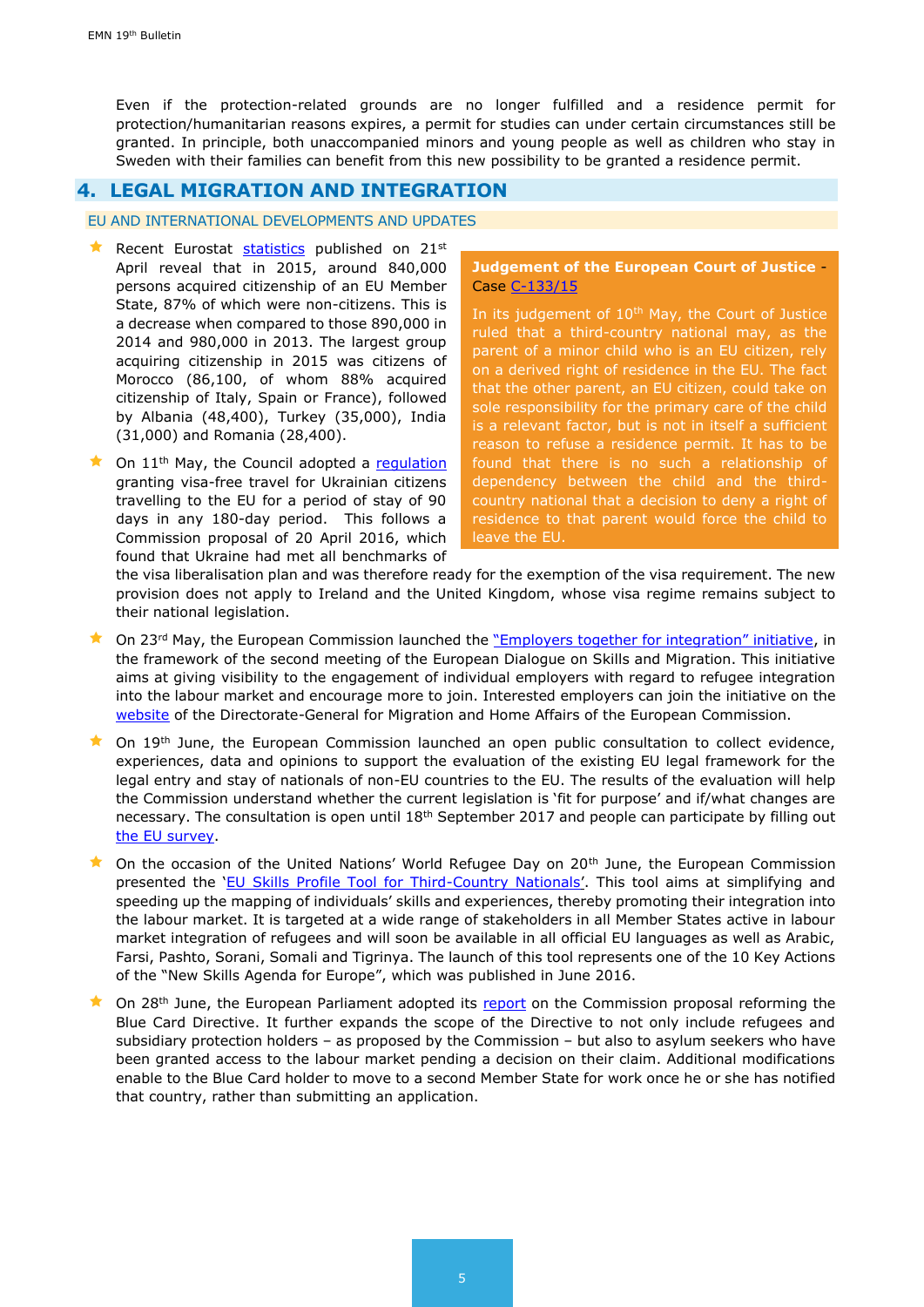Even if the protection-related grounds are no longer fulfilled and a residence permit for protection/humanitarian reasons expires, a permit for studies can under certain circumstances still be granted. In principle, both unaccompanied minors and young people as well as children who stay in Sweden with their families can benefit from this new possibility to be granted a residence permit.

# 4. LEGAL MIGRATION AND INTEGRATION

## EU AND INTERNATIONAL DEVELOPMENTS AND UPDATES

- Recent Eurostat statistics published on 21st April reveal that in 2015, around 840,000 persons acquired citizenship of an EU Member State, 87% of which were non-citizens. This is a decrease when compared to those 890,000 in 2014 and 980,000 in 2013. The largest group acquiring citizenship in 2015 was citizens of Morocco (86,100, of whom 88% acquired citizenship of Italy, Spain or France), followed by Albania (48,400), Turkey (35,000), India (31,000) and Romania (28,400).
- On 11th May, the Council adopted a regulation granting visa-free travel for Ukrainian citizens travelling to the EU for a period of stay of 90 days in any 180-day period. This follows a Commission proposal of 20 April 2016, which found that Ukraine had met all benchmarks of the visa liberalisation plan and was therefore ready for the exemption of the visa requirement. The new provision does not apply to Ireland and the United Kingdom, whose visa regime remains subject to their national legislation.

> **Judgement of the European Court of Justice** - Case C-133/15
>
> In its judgement of 10th May, the Court of Justice ruled that a third-country national may, as the parent of a minor child who is an EU citizen, rely on a derived right of residence in the EU. The fact that the other parent, an EU citizen, could take on sole responsibility for the primary care of the child is a relevant factor, but is not in itself a sufficient reason to refuse a residence permit. It has to be found that there is no such a relationship of dependency between the child and the third-country national that a decision to deny a right of residence to that parent would force the child to leave the EU.

- On 23rd May, the European Commission launched the "Employers together for integration" initiative, in the framework of the second meeting of the European Dialogue on Skills and Migration. This initiative aims at giving visibility to the engagement of individual employers with regard to refugee integration into the labour market and encourage more to join. Interested employers can join the initiative on the website of the Directorate-General for Migration and Home Affairs of the European Commission.
- On 19th June, the European Commission launched an open public consultation to collect evidence, experiences, data and opinions to support the evaluation of the existing EU legal framework for the legal entry and stay of nationals of non-EU countries to the EU. The results of the evaluation will help the Commission understand whether the current legislation is 'fit for purpose' and if/what changes are necessary. The consultation is open until 18th September 2017 and people can participate by filling out the EU survey.
- On the occasion of the United Nations' World Refugee Day on 20th June, the European Commission presented the 'EU Skills Profile Tool for Third-Country Nationals'. This tool aims at simplifying and speeding up the mapping of individuals' skills and experiences, thereby promoting their integration into the labour market. It is targeted at a wide range of stakeholders in all Member States active in labour market integration of refugees and will soon be available in all official EU languages as well as Arabic, Farsi, Pashto, Sorani, Somali and Tigrinya. The launch of this tool represents one of the 10 Key Actions of the "New Skills Agenda for Europe", which was published in June 2016.
- On 28th June, the European Parliament adopted its report on the Commission proposal reforming the Blue Card Directive. It further expands the scope of the Directive to not only include refugees and subsidiary protection holders – as proposed by the Commission – but also to asylum seekers who have been granted access to the labour market pending a decision on their claim. Additional modifications enable to the Blue Card holder to move to a second Member State for work once he or she has notified that country, rather than submitting an application.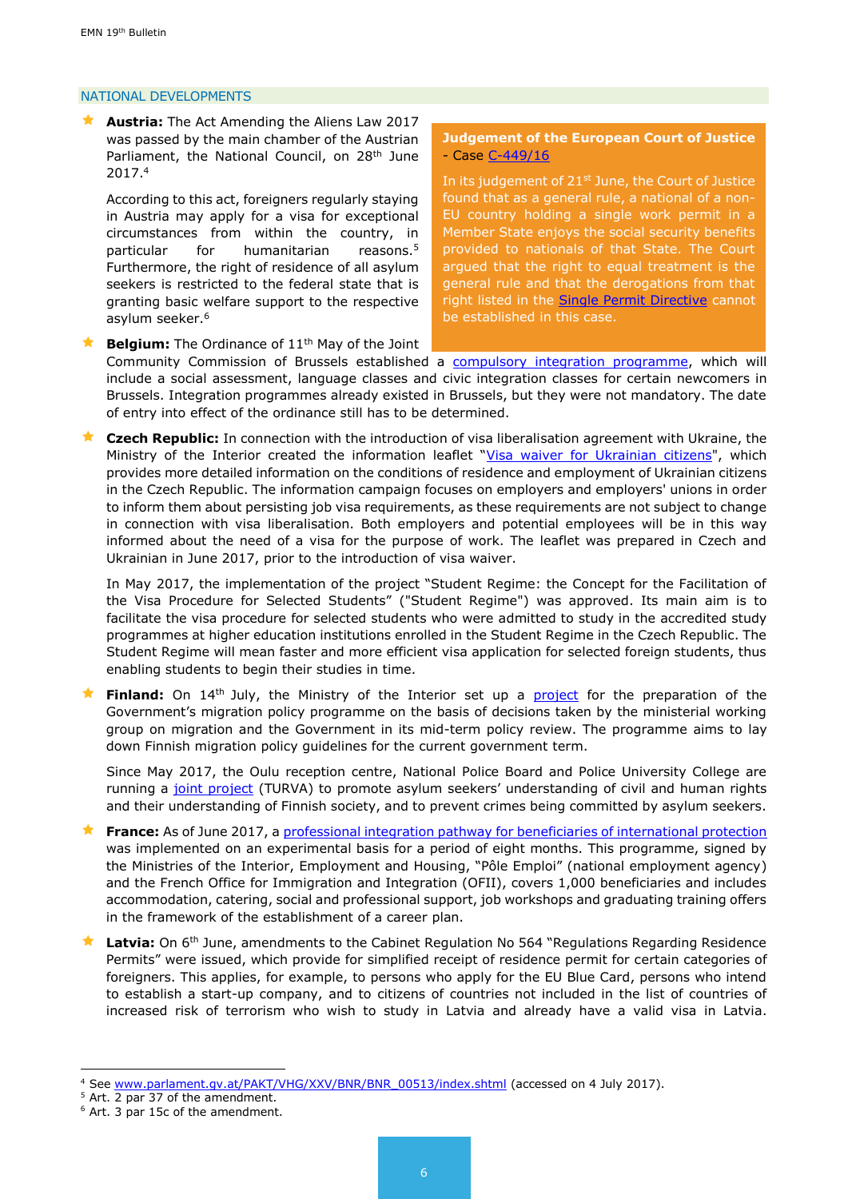## NATIONAL DEVELOPMENTS

- **Austria:** The Act Amending the Aliens Law 2017 was passed by the main chamber of the Austrian Parliament, the National Council, on 28th June 2017.[4]

  According to this act, foreigners regularly staying in Austria may apply for a visa for exceptional circumstances from within the country, in particular for humanitarian reasons.[5] Furthermore, the right of residence of all asylum seekers is restricted to the federal state that is granting basic welfare support to the respective asylum seeker.[6]

> **Judgement of the European Court of Justice** - Case C-449/16
>
> In its judgement of 21st June, the Court of Justice found that as a general rule, a national of a non-EU country holding a single work permit in a Member State enjoys the social security benefits provided to nationals of that State. The Court argued that the right to equal treatment is the general rule and that the derogations from that right listed in the Single Permit Directive cannot be established in this case.

- **Belgium:** The Ordinance of 11th May of the Joint Community Commission of Brussels established a compulsory integration programme, which will include a social assessment, language classes and civic integration classes for certain newcomers in Brussels. Integration programmes already existed in Brussels, but they were not mandatory. The date of entry into effect of the ordinance still has to be determined.

- **Czech Republic:** In connection with the introduction of visa liberalisation agreement with Ukraine, the Ministry of the Interior created the information leaflet "Visa waiver for Ukrainian citizens", which provides more detailed information on the conditions of residence and employment of Ukrainian citizens in the Czech Republic. The information campaign focuses on employers and employers' unions in order to inform them about persisting job visa requirements, as these requirements are not subject to change in connection with visa liberalisation. Both employers and potential employees will be in this way informed about the need of a visa for the purpose of work. The leaflet was prepared in Czech and Ukrainian in June 2017, prior to the introduction of visa waiver.

  In May 2017, the implementation of the project "Student Regime: the Concept for the Facilitation of the Visa Procedure for Selected Students" ("Student Regime") was approved. Its main aim is to facilitate the visa procedure for selected students who were admitted to study in the accredited study programmes at higher education institutions enrolled in the Student Regime in the Czech Republic. The Student Regime will mean faster and more efficient visa application for selected foreign students, thus enabling students to begin their studies in time.

- **Finland:** On 14th July, the Ministry of the Interior set up a project for the preparation of the Government's migration policy programme on the basis of decisions taken by the ministerial working group on migration and the Government in its mid-term policy review. The programme aims to lay down Finnish migration policy guidelines for the current government term.

  Since May 2017, the Oulu reception centre, National Police Board and Police University College are running a joint project (TURVA) to promote asylum seekers' understanding of civil and human rights and their understanding of Finnish society, and to prevent crimes being committed by asylum seekers.

- **France:** As of June 2017, a professional integration pathway for beneficiaries of international protection was implemented on an experimental basis for a period of eight months. This programme, signed by the Ministries of the Interior, Employment and Housing, "Pôle Emploi" (national employment agency) and the French Office for Immigration and Integration (OFII), covers 1,000 beneficiaries and includes accommodation, catering, social and professional support, job workshops and graduating training offers in the framework of the establishment of a career plan.

- **Latvia:** On 6th June, amendments to the Cabinet Regulation No 564 "Regulations Regarding Residence Permits" were issued, which provide for simplified receipt of residence permit for certain categories of foreigners. This applies, for example, to persons who apply for the EU Blue Card, persons who intend to establish a start-up company, and to citizens of countries not included in the list of countries of increased risk of terrorism who wish to study in Latvia and already have a valid visa in Latvia.

---

[4] See www.parlament.gv.at/PAKT/VHG/XXV/BNR/BNR_00513/index.shtml (accessed on 4 July 2017).

[5] Art. 2 par 37 of the amendment.

[6] Art. 3 par 15c of the amendment.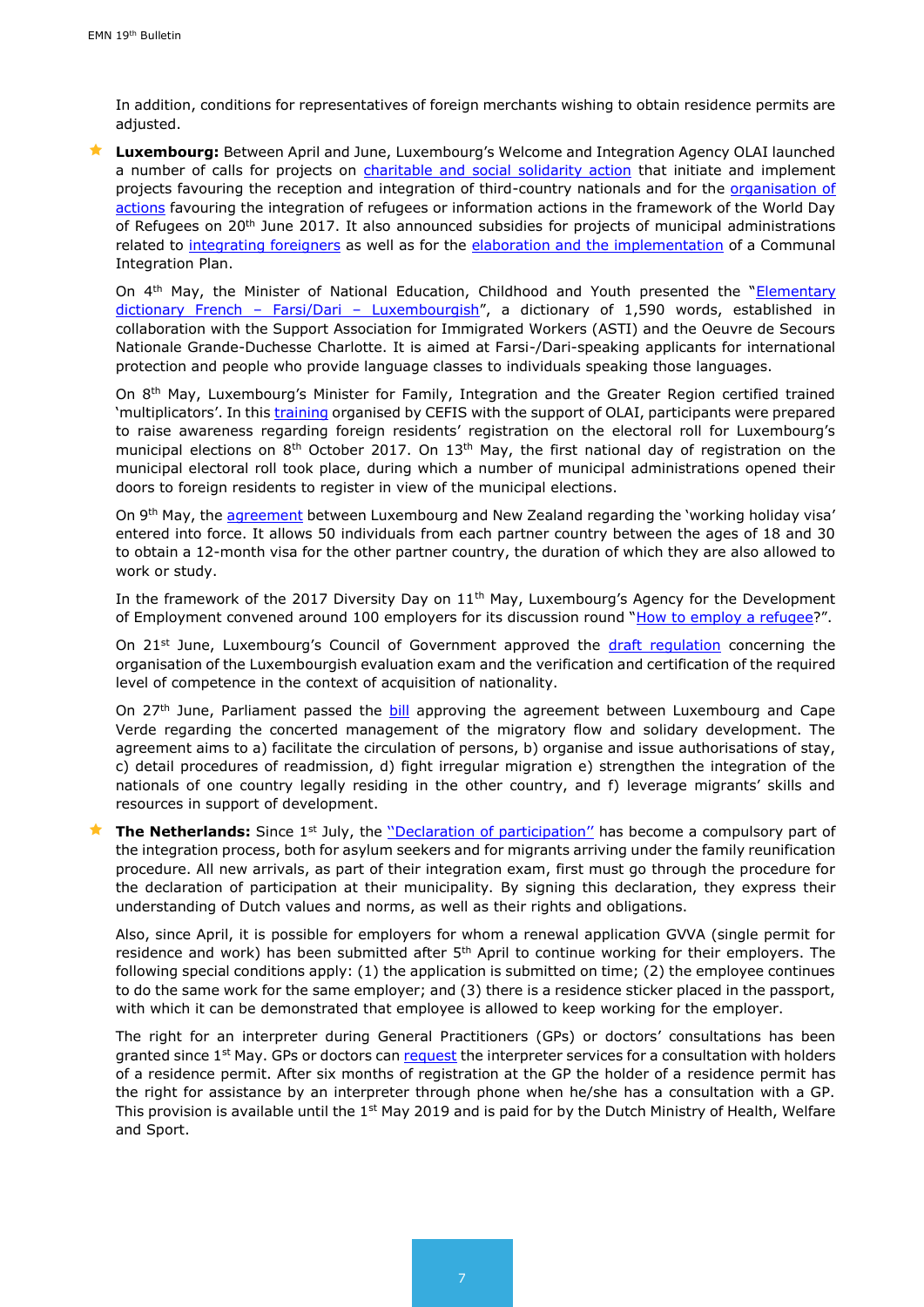In addition, conditions for representatives of foreign merchants wishing to obtain residence permits are adjusted.

- **Luxembourg:** Between April and June, Luxembourg's Welcome and Integration Agency OLAI launched a number of calls for projects on charitable and social solidarity action that initiate and implement projects favouring the reception and integration of third-country nationals and for the organisation of actions favouring the integration of refugees or information actions in the framework of the World Day of Refugees on 20th June 2017. It also announced subsidies for projects of municipal administrations related to integrating foreigners as well as for the elaboration and the implementation of a Communal Integration Plan.

  On 4th May, the Minister of National Education, Childhood and Youth presented the "Elementary dictionary French – Farsi/Dari – Luxembourgish", a dictionary of 1,590 words, established in collaboration with the Support Association for Immigrated Workers (ASTI) and the Oeuvre de Secours Nationale Grande-Duchesse Charlotte. It is aimed at Farsi-/Dari-speaking applicants for international protection and people who provide language classes to individuals speaking those languages.

  On 8th May, Luxembourg's Minister for Family, Integration and the Greater Region certified trained 'multiplicators'. In this training organised by CEFIS with the support of OLAI, participants were prepared to raise awareness regarding foreign residents' registration on the electoral roll for Luxembourg's municipal elections on 8th October 2017. On 13th May, the first national day of registration on the municipal electoral roll took place, during which a number of municipal administrations opened their doors to foreign residents to register in view of the municipal elections.

  On 9th May, the agreement between Luxembourg and New Zealand regarding the 'working holiday visa' entered into force. It allows 50 individuals from each partner country between the ages of 18 and 30 to obtain a 12-month visa for the other partner country, the duration of which they are also allowed to work or study.

  In the framework of the 2017 Diversity Day on 11th May, Luxembourg's Agency for the Development of Employment convened around 100 employers for its discussion round "How to employ a refugee?".

  On 21st June, Luxembourg's Council of Government approved the draft regulation concerning the organisation of the Luxembourgish evaluation exam and the verification and certification of the required level of competence in the context of acquisition of nationality.

  On 27th June, Parliament passed the bill approving the agreement between Luxembourg and Cape Verde regarding the concerted management of the migratory flow and solidary development. The agreement aims to a) facilitate the circulation of persons, b) organise and issue authorisations of stay, c) detail procedures of readmission, d) fight irregular migration e) strengthen the integration of the nationals of one country legally residing in the other country, and f) leverage migrants' skills and resources in support of development.

- **The Netherlands:** Since 1st July, the "Declaration of participation" has become a compulsory part of the integration process, both for asylum seekers and for migrants arriving under the family reunification procedure. All new arrivals, as part of their integration exam, first must go through the procedure for the declaration of participation at their municipality. By signing this declaration, they express their understanding of Dutch values and norms, as well as their rights and obligations.

  Also, since April, it is possible for employers for whom a renewal application GVVA (single permit for residence and work) has been submitted after 5th April to continue working for their employers. The following special conditions apply: (1) the application is submitted on time; (2) the employee continues to do the same work for the same employer; and (3) there is a residence sticker placed in the passport, with which it can be demonstrated that employee is allowed to keep working for the employer.

  The right for an interpreter during General Practitioners (GPs) or doctors' consultations has been granted since 1st May. GPs or doctors can request the interpreter services for a consultation with holders of a residence permit. After six months of registration at the GP the holder of a residence permit has the right for assistance by an interpreter through phone when he/she has a consultation with a GP. This provision is available until the 1st May 2019 and is paid for by the Dutch Ministry of Health, Welfare and Sport.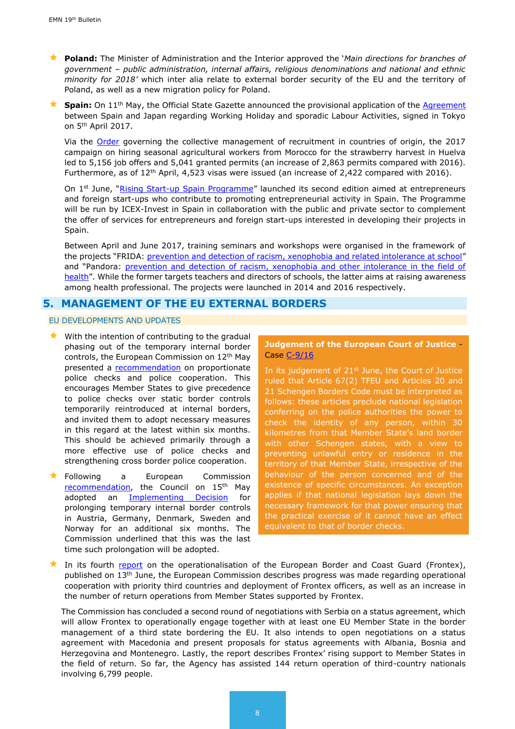- **Poland:** The Minister of Administration and the Interior approved the '*Main directions for branches of government – public administration, internal affairs, religious denominations and national and ethnic minority for 2018'* which inter alia relate to external border security of the EU and the territory of Poland, as well as a new migration policy for Poland.

- **Spain:** On 11th May, the Official State Gazette announced the provisional application of the Agreement between Spain and Japan regarding Working Holiday and sporadic Labour Activities, signed in Tokyo on 5th April 2017.

  Via the Order governing the collective management of recruitment in countries of origin, the 2017 campaign on hiring seasonal agricultural workers from Morocco for the strawberry harvest in Huelva led to 5,156 job offers and 5,041 granted permits (an increase of 2,863 permits compared with 2016). Furthermore, as of 12th April, 4,523 visas were issued (an increase of 2,422 compared with 2016).

  On 1st June, "Rising Start-up Spain Programme" launched its second edition aimed at entrepreneurs and foreign start-ups who contribute to promoting entrepreneurial activity in Spain. The Programme will be run by ICEX-Invest in Spain in collaboration with the public and private sector to complement the offer of services for entrepreneurs and foreign start-ups interested in developing their projects in Spain.

  Between April and June 2017, training seminars and workshops were organised in the framework of the projects "FRIDA: prevention and detection of racism, xenophobia and related intolerance at school" and "Pandora: prevention and detection of racism, xenophobia and other intolerance in the field of health". While the former targets teachers and directors of schools, the latter aims at raising awareness among health professional. The projects were launched in 2014 and 2016 respectively.

## 5. MANAGEMENT OF THE EU EXTERNAL BORDERS

### EU DEVELOPMENTS AND UPDATES

- With the intention of contributing to the gradual phasing out of the temporary internal border controls, the European Commission on 12th May presented a recommendation on proportionate police checks and police cooperation. This encourages Member States to give precedence to police checks over static border controls temporarily reintroduced at internal borders, and invited them to adopt necessary measures in this regard at the latest within six months. This should be achieved primarily through a more effective use of police checks and strengthening cross border police cooperation.

- Following a European Commission recommendation, the Council on 15th May adopted an Implementing Decision for prolonging temporary internal border controls in Austria, Germany, Denmark, Sweden and Norway for an additional six months. The Commission underlined that this was the last time such prolongation will be adopted.

**Judgement of the European Court of Justice** - Case C-9/16

In its judgement of 21st June, the Court of Justice ruled that Article 67(2) TFEU and Articles 20 and 21 Schengen Borders Code must be interpreted as follows: these articles preclude national legislation conferring on the police authorities the power to check the identity of any person, within 30 kilometres from that Member State's land border with other Schengen states, with a view to preventing unlawful entry or residence in the territory of that Member State, irrespective of the behaviour of the person concerned and of the existence of specific circumstances. An exception applies if that national legislation lays down the necessary framework for that power ensuring that the practical exercise of it cannot have an effect equivalent to that of border checks.

- In its fourth report on the operationalisation of the European Border and Coast Guard (Frontex), published on 13th June, the European Commission describes progress was made regarding operational cooperation with priority third countries and deployment of Frontex officers, as well as an increase in the number of return operations from Member States supported by Frontex.

The Commission has concluded a second round of negotiations with Serbia on a status agreement, which will allow Frontex to operationally engage together with at least one EU Member State in the border management of a third state bordering the EU. It also intends to open negotiations on a status agreement with Macedonia and present proposals for status agreements with Albania, Bosnia and Herzegovina and Montenegro. Lastly, the report describes Frontex' rising support to Member States in the field of return. So far, the Agency has assisted 144 return operation of third-country nationals involving 6,799 people.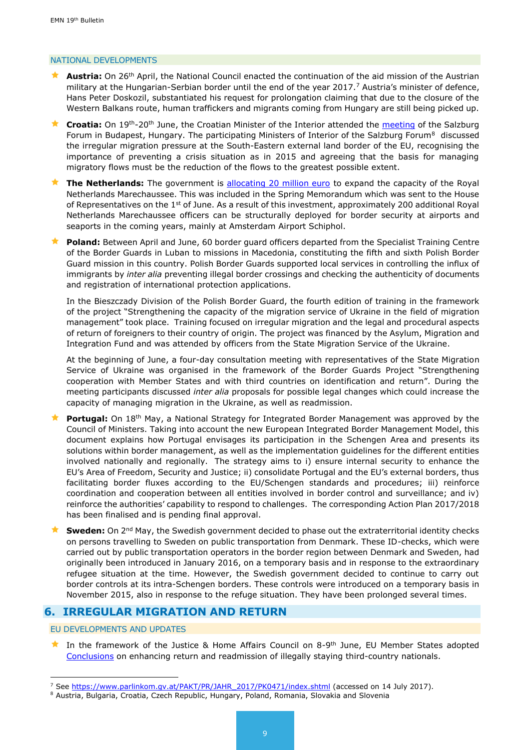### NATIONAL DEVELOPMENTS

- **Austria:** On 26th April, the National Council enacted the continuation of the aid mission of the Austrian military at the Hungarian-Serbian border until the end of the year 2017.[7] Austria's minister of defence, Hans Peter Doskozil, substantiated his request for prolongation claiming that due to the closure of the Western Balkans route, human traffickers and migrants coming from Hungary are still being picked up.

- **Croatia:** On 19th-20th June, the Croatian Minister of the Interior attended the meeting of the Salzburg Forum in Budapest, Hungary. The participating Ministers of Interior of the Salzburg Forum[8] discussed the irregular migration pressure at the South-Eastern external land border of the EU, recognising the importance of preventing a crisis situation as in 2015 and agreeing that the basis for managing migratory flows must be the reduction of the flows to the greatest possible extent.

- **The Netherlands:** The government is allocating 20 million euro to expand the capacity of the Royal Netherlands Marechaussee. This was included in the Spring Memorandum which was sent to the House of Representatives on the 1st of June. As a result of this investment, approximately 200 additional Royal Netherlands Marechaussee officers can be structurally deployed for border security at airports and seaports in the coming years, mainly at Amsterdam Airport Schiphol.

- **Poland:** Between April and June, 60 border guard officers departed from the Specialist Training Centre of the Border Guards in Luban to missions in Macedonia, constituting the fifth and sixth Polish Border Guard mission in this country. Polish Border Guards supported local services in controlling the influx of immigrants by *inter alia* preventing illegal border crossings and checking the authenticity of documents and registration of international protection applications.

  In the Bieszczady Division of the Polish Border Guard, the fourth edition of training in the framework of the project "Strengthening the capacity of the migration service of Ukraine in the field of migration management" took place. Training focused on irregular migration and the legal and procedural aspects of return of foreigners to their country of origin. The project was financed by the Asylum, Migration and Integration Fund and was attended by officers from the State Migration Service of the Ukraine.

  At the beginning of June, a four-day consultation meeting with representatives of the State Migration Service of Ukraine was organised in the framework of the Border Guards Project "Strengthening cooperation with Member States and with third countries on identification and return". During the meeting participants discussed *inter alia* proposals for possible legal changes which could increase the capacity of managing migration in the Ukraine, as well as readmission.

- **Portugal:** On 18th May, a National Strategy for Integrated Border Management was approved by the Council of Ministers. Taking into account the new European Integrated Border Management Model, this document explains how Portugal envisages its participation in the Schengen Area and presents its solutions within border management, as well as the implementation guidelines for the different entities involved nationally and regionally. The strategy aims to i) ensure internal security to enhance the EU's Area of Freedom, Security and Justice; ii) consolidate Portugal and the EU's external borders, thus facilitating border fluxes according to the EU/Schengen standards and procedures; iii) reinforce coordination and cooperation between all entities involved in border control and surveillance; and iv) reinforce the authorities' capability to respond to challenges. The corresponding Action Plan 2017/2018 has been finalised and is pending final approval.

- **Sweden:** On 2nd May, the Swedish government decided to phase out the extraterritorial identity checks on persons travelling to Sweden on public transportation from Denmark. These ID-checks, which were carried out by public transportation operators in the border region between Denmark and Sweden, had originally been introduced in January 2016, on a temporary basis and in response to the extraordinary refugee situation at the time. However, the Swedish government decided to continue to carry out border controls at its intra-Schengen borders. These controls were introduced on a temporary basis in November 2015, also in response to the refuge situation. They have been prolonged several times.

## 6. IRREGULAR MIGRATION AND RETURN

### EU DEVELOPMENTS AND UPDATES

- In the framework of the Justice & Home Affairs Council on 8-9th June, EU Member States adopted Conclusions on enhancing return and readmission of illegally staying third-country nationals.

---

[7] See https://www.parlinkom.gv.at/PAKT/PR/JAHR_2017/PK0471/index.shtml (accessed on 14 July 2017).

[8] Austria, Bulgaria, Croatia, Czech Republic, Hungary, Poland, Romania, Slovakia and Slovenia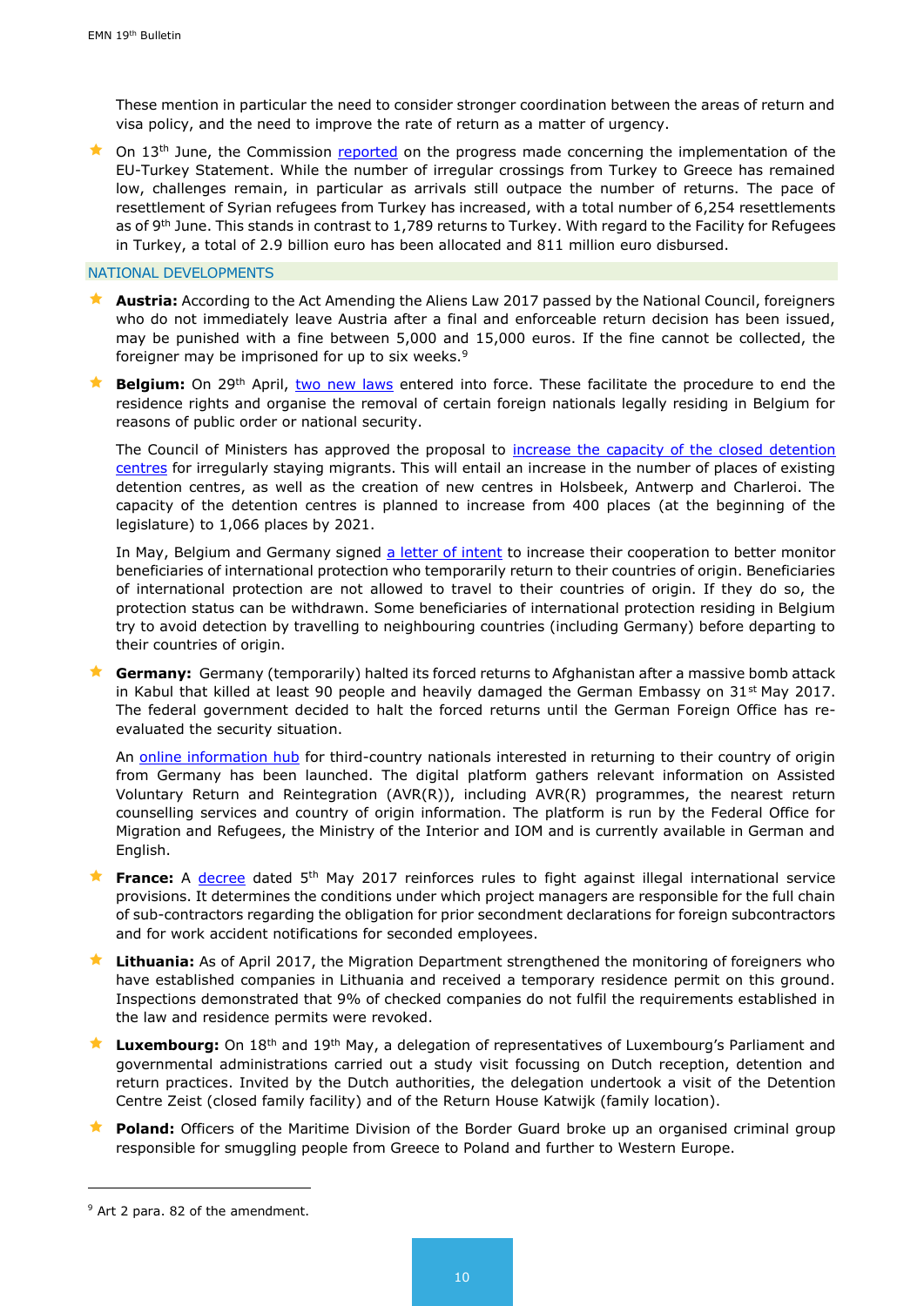These mention in particular the need to consider stronger coordination between the areas of return and visa policy, and the need to improve the rate of return as a matter of urgency.

- On 13th June, the Commission reported on the progress made concerning the implementation of the EU-Turkey Statement. While the number of irregular crossings from Turkey to Greece has remained low, challenges remain, in particular as arrivals still outpace the number of returns. The pace of resettlement of Syrian refugees from Turkey has increased, with a total number of 6,254 resettlements as of 9th June. This stands in contrast to 1,789 returns to Turkey. With regard to the Facility for Refugees in Turkey, a total of 2.9 billion euro has been allocated and 811 million euro disbursed.

## NATIONAL DEVELOPMENTS

- **Austria:** According to the Act Amending the Aliens Law 2017 passed by the National Council, foreigners who do not immediately leave Austria after a final and enforceable return decision has been issued, may be punished with a fine between 5,000 and 15,000 euros. If the fine cannot be collected, the foreigner may be imprisoned for up to six weeks.[9]

- **Belgium:** On 29th April, two new laws entered into force. These facilitate the procedure to end the residence rights and organise the removal of certain foreign nationals legally residing in Belgium for reasons of public order or national security.

  The Council of Ministers has approved the proposal to increase the capacity of the closed detention centres for irregularly staying migrants. This will entail an increase in the number of places of existing detention centres, as well as the creation of new centres in Holsbeek, Antwerp and Charleroi. The capacity of the detention centres is planned to increase from 400 places (at the beginning of the legislature) to 1,066 places by 2021.

  In May, Belgium and Germany signed a letter of intent to increase their cooperation to better monitor beneficiaries of international protection who temporarily return to their countries of origin. Beneficiaries of international protection are not allowed to travel to their countries of origin. If they do so, the protection status can be withdrawn. Some beneficiaries of international protection residing in Belgium try to avoid detection by travelling to neighbouring countries (including Germany) before departing to their countries of origin.

- **Germany:** Germany (temporarily) halted its forced returns to Afghanistan after a massive bomb attack in Kabul that killed at least 90 people and heavily damaged the German Embassy on 31st May 2017. The federal government decided to halt the forced returns until the German Foreign Office has re-evaluated the security situation.

  An online information hub for third-country nationals interested in returning to their country of origin from Germany has been launched. The digital platform gathers relevant information on Assisted Voluntary Return and Reintegration (AVR(R)), including AVR(R) programmes, the nearest return counselling services and country of origin information. The platform is run by the Federal Office for Migration and Refugees, the Ministry of the Interior and IOM and is currently available in German and English.

- **France:** A decree dated 5th May 2017 reinforces rules to fight against illegal international service provisions. It determines the conditions under which project managers are responsible for the full chain of sub-contractors regarding the obligation for prior secondment declarations for foreign subcontractors and for work accident notifications for seconded employees.

- **Lithuania:** As of April 2017, the Migration Department strengthened the monitoring of foreigners who have established companies in Lithuania and received a temporary residence permit on this ground. Inspections demonstrated that 9% of checked companies do not fulfil the requirements established in the law and residence permits were revoked.

- **Luxembourg:** On 18th and 19th May, a delegation of representatives of Luxembourg's Parliament and governmental administrations carried out a study visit focussing on Dutch reception, detention and return practices. Invited by the Dutch authorities, the delegation undertook a visit of the Detention Centre Zeist (closed family facility) and of the Return House Katwijk (family location).

- **Poland:** Officers of the Maritime Division of the Border Guard broke up an organised criminal group responsible for smuggling people from Greece to Poland and further to Western Europe.

---

[9] Art 2 para. 82 of the amendment.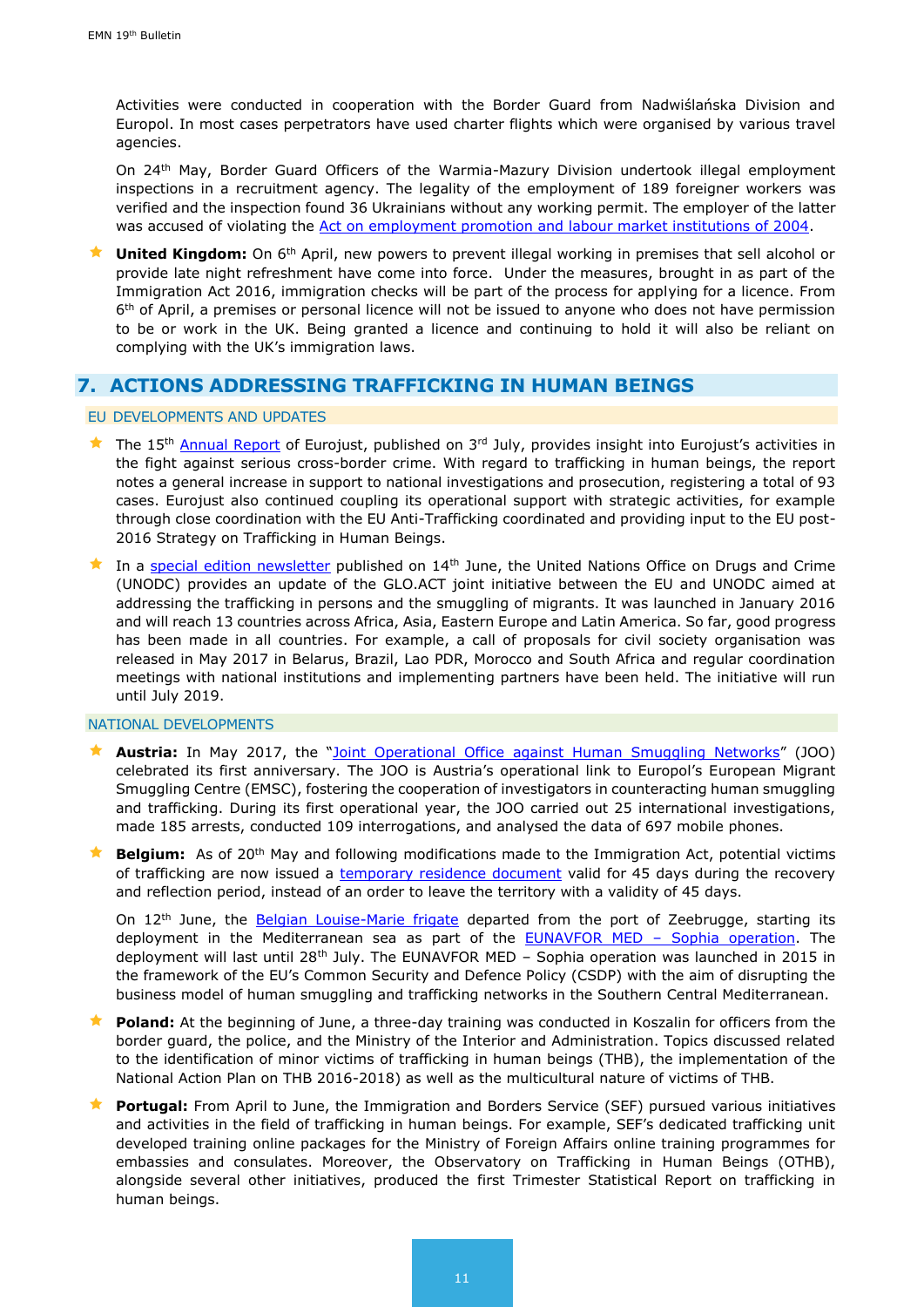Activities were conducted in cooperation with the Border Guard from Nadwiślańska Division and Europol. In most cases perpetrators have used charter flights which were organised by various travel agencies.

On 24th May, Border Guard Officers of the Warmia-Mazury Division undertook illegal employment inspections in a recruitment agency. The legality of the employment of 189 foreigner workers was verified and the inspection found 36 Ukrainians without any working permit. The employer of the latter was accused of violating the Act on employment promotion and labour market institutions of 2004.

- **United Kingdom:** On 6th April, new powers to prevent illegal working in premises that sell alcohol or provide late night refreshment have come into force. Under the measures, brought in as part of the Immigration Act 2016, immigration checks will be part of the process for applying for a licence. From 6th of April, a premises or personal licence will not be issued to anyone who does not have permission to be or work in the UK. Being granted a licence and continuing to hold it will also be reliant on complying with the UK's immigration laws.

## 7. ACTIONS ADDRESSING TRAFFICKING IN HUMAN BEINGS

### EU DEVELOPMENTS AND UPDATES

- The 15th Annual Report of Eurojust, published on 3rd July, provides insight into Eurojust's activities in the fight against serious cross-border crime. With regard to trafficking in human beings, the report notes a general increase in support to national investigations and prosecution, registering a total of 93 cases. Eurojust also continued coupling its operational support with strategic activities, for example through close coordination with the EU Anti-Trafficking coordinated and providing input to the EU post-2016 Strategy on Trafficking in Human Beings.
- In a special edition newsletter published on 14th June, the United Nations Office on Drugs and Crime (UNODC) provides an update of the GLO.ACT joint initiative between the EU and UNODC aimed at addressing the trafficking in persons and the smuggling of migrants. It was launched in January 2016 and will reach 13 countries across Africa, Asia, Eastern Europe and Latin America. So far, good progress has been made in all countries. For example, a call of proposals for civil society organisation was released in May 2017 in Belarus, Brazil, Lao PDR, Morocco and South Africa and regular coordination meetings with national institutions and implementing partners have been held. The initiative will run until July 2019.

### NATIONAL DEVELOPMENTS

- **Austria:** In May 2017, the "Joint Operational Office against Human Smuggling Networks" (JOO) celebrated its first anniversary. The JOO is Austria's operational link to Europol's European Migrant Smuggling Centre (EMSC), fostering the cooperation of investigators in counteracting human smuggling and trafficking. During its first operational year, the JOO carried out 25 international investigations, made 185 arrests, conducted 109 interrogations, and analysed the data of 697 mobile phones.
- **Belgium:** As of 20th May and following modifications made to the Immigration Act, potential victims of trafficking are now issued a temporary residence document valid for 45 days during the recovery and reflection period, instead of an order to leave the territory with a validity of 45 days.

  On 12th June, the Belgian Louise-Marie frigate departed from the port of Zeebrugge, starting its deployment in the Mediterranean sea as part of the EUNAVFOR MED – Sophia operation. The deployment will last until 28th July. The EUNAVFOR MED – Sophia operation was launched in 2015 in the framework of the EU's Common Security and Defence Policy (CSDP) with the aim of disrupting the business model of human smuggling and trafficking networks in the Southern Central Mediterranean.
- **Poland:** At the beginning of June, a three-day training was conducted in Koszalin for officers from the border guard, the police, and the Ministry of the Interior and Administration. Topics discussed related to the identification of minor victims of trafficking in human beings (THB), the implementation of the National Action Plan on THB 2016-2018) as well as the multicultural nature of victims of THB.
- **Portugal:** From April to June, the Immigration and Borders Service (SEF) pursued various initiatives and activities in the field of trafficking in human beings. For example, SEF's dedicated trafficking unit developed training online packages for the Ministry of Foreign Affairs online training programmes for embassies and consulates. Moreover, the Observatory on Trafficking in Human Beings (OTHB), alongside several other initiatives, produced the first Trimester Statistical Report on trafficking in human beings.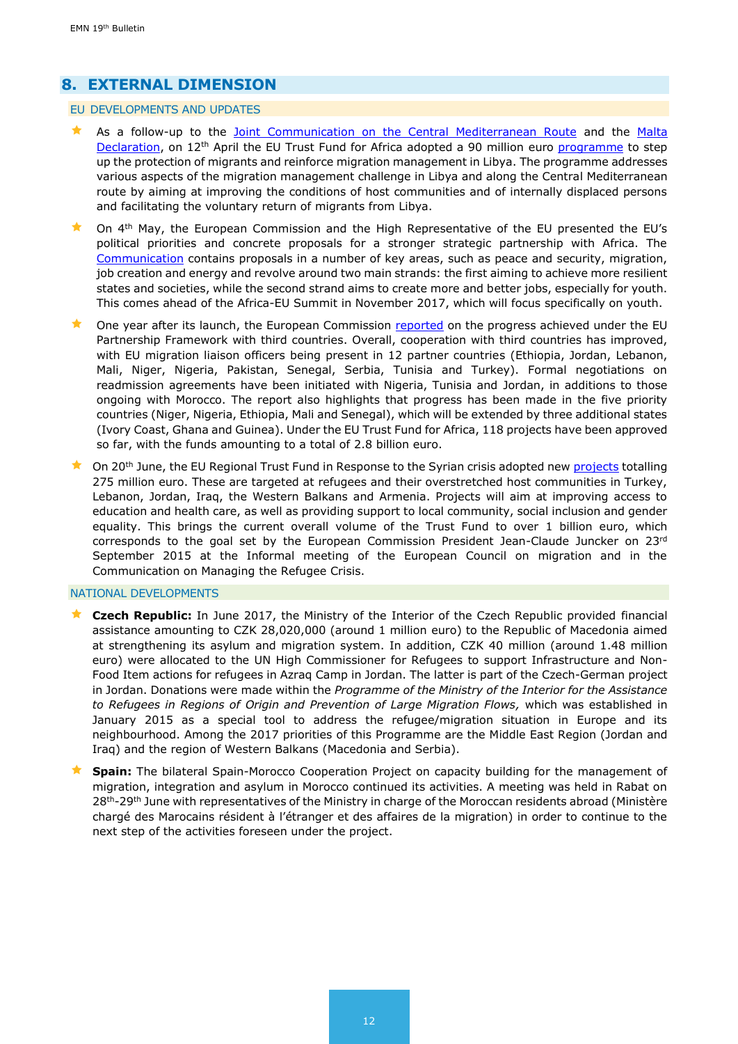## 8. EXTERNAL DIMENSION

### EU DEVELOPMENTS AND UPDATES

- As a follow-up to the Joint Communication on the Central Mediterranean Route and the Malta Declaration, on 12th April the EU Trust Fund for Africa adopted a 90 million euro programme to step up the protection of migrants and reinforce migration management in Libya. The programme addresses various aspects of the migration management challenge in Libya and along the Central Mediterranean route by aiming at improving the conditions of host communities and of internally displaced persons and facilitating the voluntary return of migrants from Libya.
- On 4th May, the European Commission and the High Representative of the EU presented the EU's political priorities and concrete proposals for a stronger strategic partnership with Africa. The Communication contains proposals in a number of key areas, such as peace and security, migration, job creation and energy and revolve around two main strands: the first aiming to achieve more resilient states and societies, while the second strand aims to create more and better jobs, especially for youth. This comes ahead of the Africa-EU Summit in November 2017, which will focus specifically on youth.
- One year after its launch, the European Commission reported on the progress achieved under the EU Partnership Framework with third countries. Overall, cooperation with third countries has improved, with EU migration liaison officers being present in 12 partner countries (Ethiopia, Jordan, Lebanon, Mali, Niger, Nigeria, Pakistan, Senegal, Serbia, Tunisia and Turkey). Formal negotiations on readmission agreements have been initiated with Nigeria, Tunisia and Jordan, in additions to those ongoing with Morocco. The report also highlights that progress has been made in the five priority countries (Niger, Nigeria, Ethiopia, Mali and Senegal), which will be extended by three additional states (Ivory Coast, Ghana and Guinea). Under the EU Trust Fund for Africa, 118 projects have been approved so far, with the funds amounting to a total of 2.8 billion euro.
- On 20th June, the EU Regional Trust Fund in Response to the Syrian crisis adopted new projects totalling 275 million euro. These are targeted at refugees and their overstretched host communities in Turkey, Lebanon, Jordan, Iraq, the Western Balkans and Armenia. Projects will aim at improving access to education and health care, as well as providing support to local community, social inclusion and gender equality. This brings the current overall volume of the Trust Fund to over 1 billion euro, which corresponds to the goal set by the European Commission President Jean-Claude Juncker on 23rd September 2015 at the Informal meeting of the European Council on migration and in the Communication on Managing the Refugee Crisis.

### NATIONAL DEVELOPMENTS

- **Czech Republic:** In June 2017, the Ministry of the Interior of the Czech Republic provided financial assistance amounting to CZK 28,020,000 (around 1 million euro) to the Republic of Macedonia aimed at strengthening its asylum and migration system. In addition, CZK 40 million (around 1.48 million euro) were allocated to the UN High Commissioner for Refugees to support Infrastructure and Non-Food Item actions for refugees in Azraq Camp in Jordan. The latter is part of the Czech-German project in Jordan. Donations were made within the *Programme of the Ministry of the Interior for the Assistance to Refugees in Regions of Origin and Prevention of Large Migration Flows,* which was established in January 2015 as a special tool to address the refugee/migration situation in Europe and its neighbourhood. Among the 2017 priorities of this Programme are the Middle East Region (Jordan and Iraq) and the region of Western Balkans (Macedonia and Serbia).
- **Spain:** The bilateral Spain-Morocco Cooperation Project on capacity building for the management of migration, integration and asylum in Morocco continued its activities. A meeting was held in Rabat on 28th-29th June with representatives of the Ministry in charge of the Moroccan residents abroad (Ministère chargé des Marocains résident à l'étranger et des affaires de la migration) in order to continue to the next step of the activities foreseen under the project.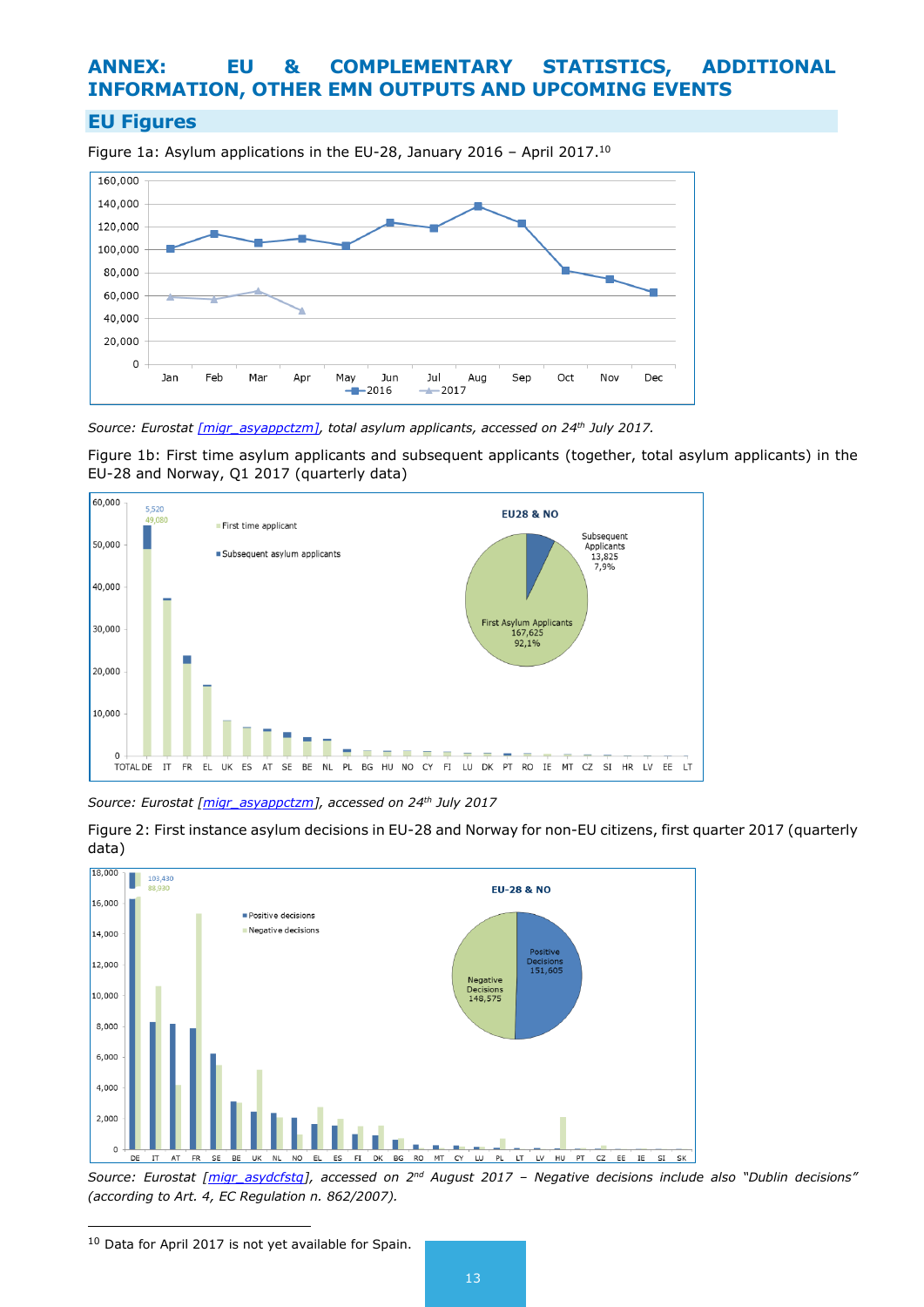# ANNEX: EU & COMPLEMENTARY STATISTICS, ADDITIONAL INFORMATION, OTHER EMN OUTPUTS AND UPCOMING EVENTS

## EU Figures

Figure 1a: Asylum applications in the EU-28, January 2016 – April 2017.[10]

*Source: Eurostat [migr_asyappctzm], total asylum applicants, accessed on 24th July 2017.*

Figure 1b: First time asylum applicants and subsequent applicants (together, total asylum applicants) in the EU-28 and Norway, Q1 2017 (quarterly data)

*Source: Eurostat [migr_asyappctzm], accessed on 24th July 2017*

Figure 2: First instance asylum decisions in EU-28 and Norway for non-EU citizens, first quarter 2017 (quarterly data)

*Source: Eurostat [migr_asydcfstq], accessed on 2nd August 2017 – Negative decisions include also "Dublin decisions" (according to Art. 4, EC Regulation n. 862/2007).*

[10] Data for April 2017 is not yet available for Spain.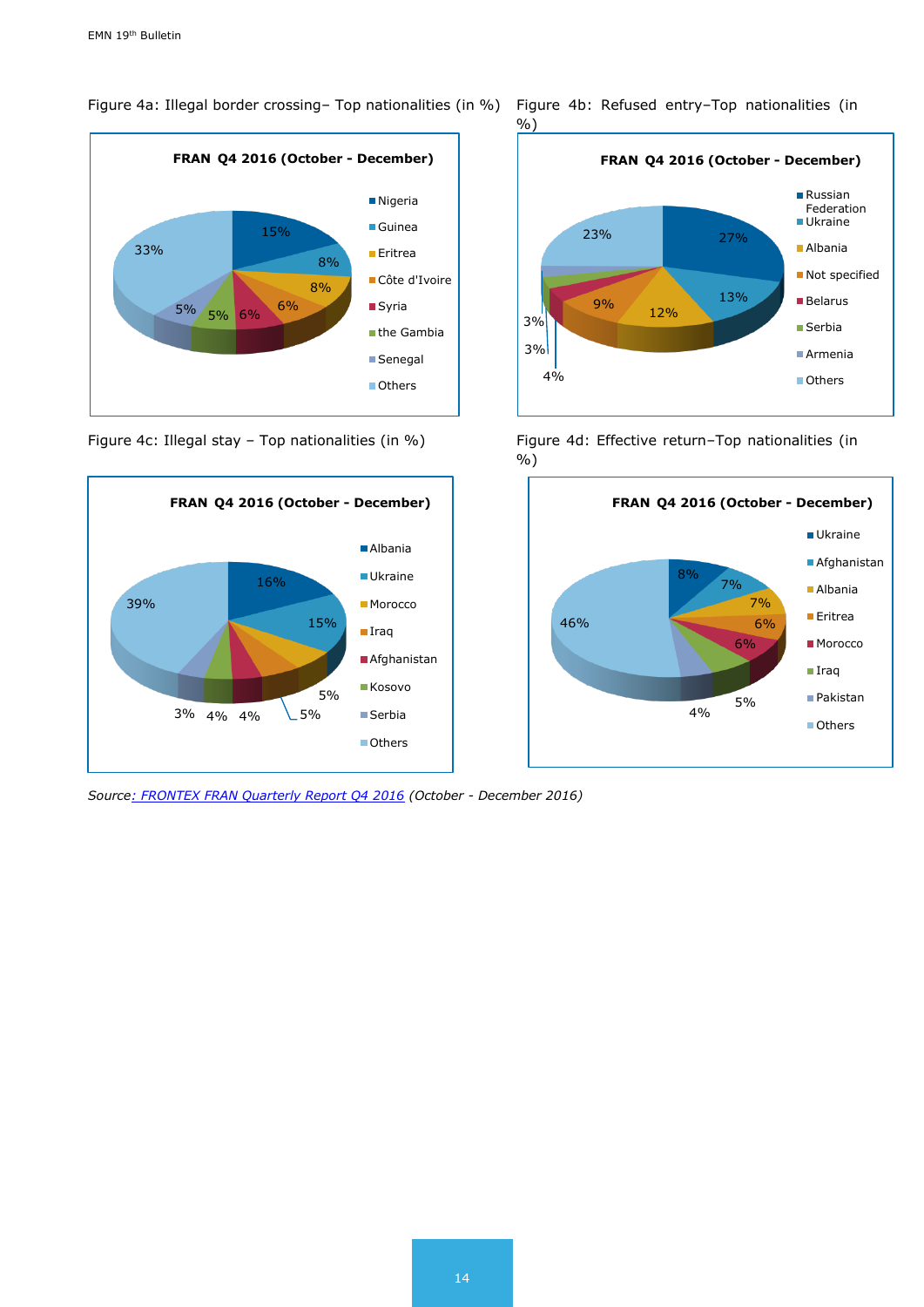Figure 4a: Illegal border crossing– Top nationalities (in %)

**FRAN Q4 2016 (October - December)**

| Nationality | % |
|---|---|
| Nigeria | 15% |
| Guinea | 8% |
| Eritrea | 8% |
| Côte d'Ivoire | 6% |
| Syria | 6% |
| the Gambia | 5% |
| Senegal | 5% |
| Others | 33% |

Figure 4b: Refused entry–Top nationalities (in %)

**FRAN Q4 2016 (October - December)**

| Nationality | % |
|---|---|
| Russian Federation | 27% |
| Ukraine | 13% |
| Albania | 12% |
| Not specified | 9% |
| Belarus | 4% |
| Serbia | 3% |
| Armenia | 3% |
| Others | 23% |

Figure 4c: Illegal stay – Top nationalities (in %)

**FRAN Q4 2016 (October - December)**

| Nationality | % |
|---|---|
| Albania | 16% |
| Ukraine | 15% |
| Morocco | 5% |
| Iraq | 5% |
| Afghanistan | 4% |
| Kosovo | 4% |
| Serbia | 3% |
| Others | 39% |

Figure 4d: Effective return–Top nationalities (in %)

**FRAN Q4 2016 (October - December)**

| Nationality | % |
|---|---|
| Ukraine | 8% |
| Afghanistan | 7% |
| Albania | 7% |
| Eritrea | 6% |
| Morocco | 6% |
| Iraq | 5% |
| Pakistan | 4% |
| Others | 46% |

*Source: FRONTEX FRAN Quarterly Report Q4 2016 (October - December 2016)*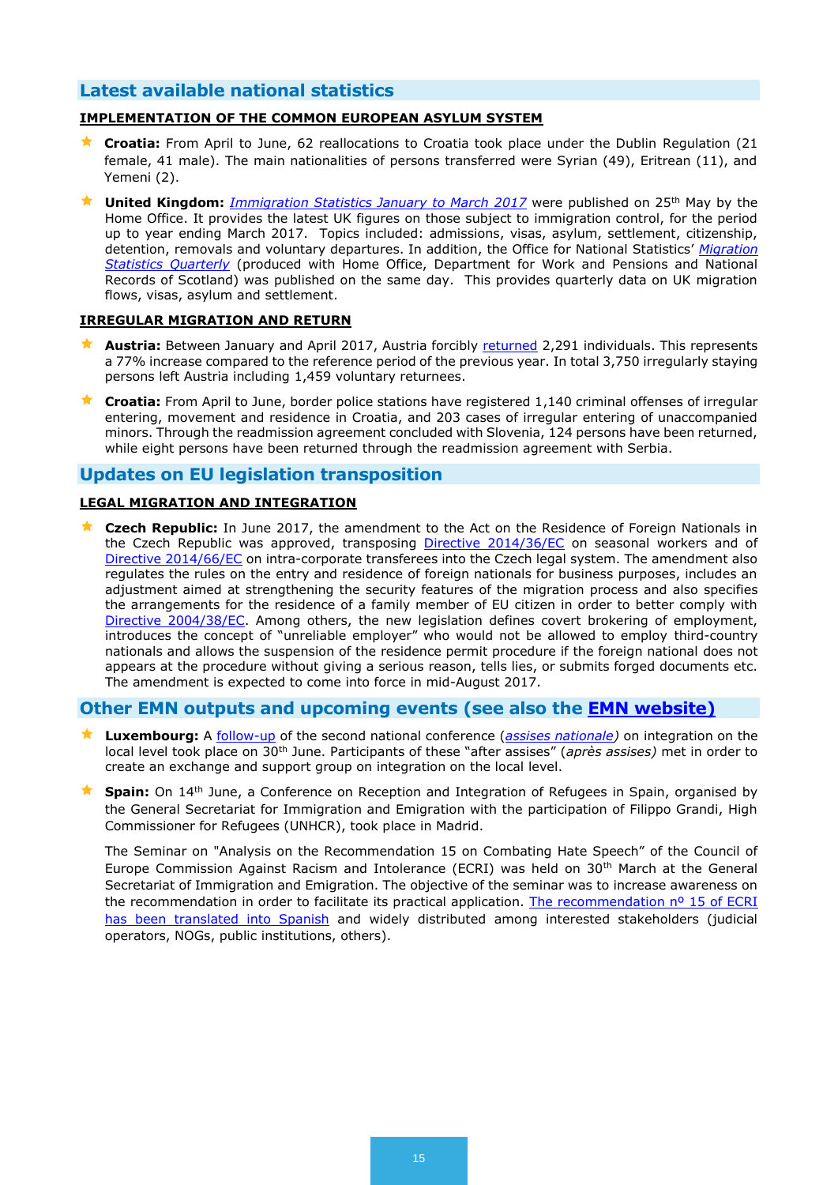## Latest available national statistics

**IMPLEMENTATION OF THE COMMON EUROPEAN ASYLUM SYSTEM**

- **Croatia:** From April to June, 62 reallocations to Croatia took place under the Dublin Regulation (21 female, 41 male). The main nationalities of persons transferred were Syrian (49), Eritrean (11), and Yemeni (2).

- **United Kingdom:** *Immigration Statistics January to March 2017* were published on 25th May by the Home Office. It provides the latest UK figures on those subject to immigration control, for the period up to year ending March 2017. Topics included: admissions, visas, asylum, settlement, citizenship, detention, removals and voluntary departures. In addition, the Office for National Statistics' *Migration Statistics Quarterly* (produced with Home Office, Department for Work and Pensions and National Records of Scotland) was published on the same day. This provides quarterly data on UK migration flows, visas, asylum and settlement.

**IRREGULAR MIGRATION AND RETURN**

- **Austria:** Between January and April 2017, Austria forcibly returned 2,291 individuals. This represents a 77% increase compared to the reference period of the previous year. In total 3,750 irregularly staying persons left Austria including 1,459 voluntary returnees.

- **Croatia:** From April to June, border police stations have registered 1,140 criminal offenses of irregular entering, movement and residence in Croatia, and 203 cases of irregular entering of unaccompanied minors. Through the readmission agreement concluded with Slovenia, 124 persons have been returned, while eight persons have been returned through the readmission agreement with Serbia.

## Updates on EU legislation transposition

**LEGAL MIGRATION AND INTEGRATION**

- **Czech Republic:** In June 2017, the amendment to the Act on the Residence of Foreign Nationals in the Czech Republic was approved, transposing Directive 2014/36/EC on seasonal workers and of Directive 2014/66/EC on intra-corporate transferees into the Czech legal system. The amendment also regulates the rules on the entry and residence of foreign nationals for business purposes, includes an adjustment aimed at strengthening the security features of the migration process and also specifies the arrangements for the residence of a family member of EU citizen in order to better comply with Directive 2004/38/EC. Among others, the new legislation defines covert brokering of employment, introduces the concept of "unreliable employer" who would not be allowed to employ third-country nationals and allows the suspension of the residence permit procedure if the foreign national does not appears at the procedure without giving a serious reason, tells lies, or submits forged documents etc. The amendment is expected to come into force in mid-August 2017.

## Other EMN outputs and upcoming events (see also the EMN website)

- **Luxembourg:** A follow-up of the second national conference (*assises nationale*) on integration on the local level took place on 30th June. Participants of these "after assises" (*après assises)* met in order to create an exchange and support group on integration on the local level.

- **Spain:** On 14th June, a Conference on Reception and Integration of Refugees in Spain, organised by the General Secretariat for Immigration and Emigration with the participation of Filippo Grandi, High Commissioner for Refugees (UNHCR), took place in Madrid.

  The Seminar on "Analysis on the Recommendation 15 on Combating Hate Speech" of the Council of Europe Commission Against Racism and Intolerance (ECRI) was held on 30th March at the General Secretariat of Immigration and Emigration. The objective of the seminar was to increase awareness on the recommendation in order to facilitate its practical application. The recommendation nº 15 of ECRI has been translated into Spanish and widely distributed among interested stakeholders (judicial operators, NOGs, public institutions, others).